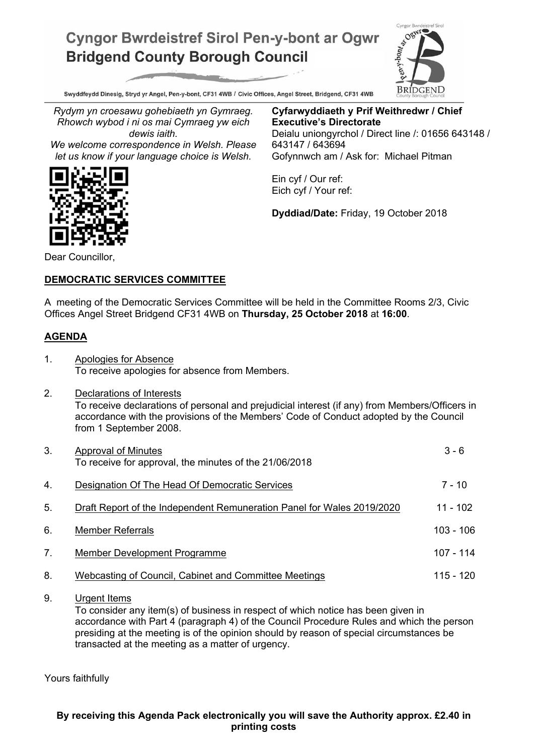# Cyngor Bwrdeistref Sirol Pen-y-bont ar Ogwr
# Bridgend County Borough Council

Swyddfeydd Dinesig, Stryd yr Angel, Pen-y-bont, CF31 4WB / Civic Offices, Angel Street, Bridgend, CF31 4WB

*Rydym yn croesawu gohebiaeth yn Gymraeg. Rhowch wybod i ni os mai Cymraeg yw eich dewis iaith.*
*We welcome correspondence in Welsh. Please let us know if your language choice is Welsh.*

**Cyfarwyddiaeth y Prif Weithredwr / Chief Executive's Directorate**
Deialu uniongyrchol / Direct line /: 01656 643148 / 643147 / 643694
Gofynnwch am / Ask for: Michael Pitman

Ein cyf / Our ref:
Eich cyf / Your ref:

**Dyddiad/Date:** Friday, 19 October 2018

Dear Councillor,

**DEMOCRATIC SERVICES COMMITTEE**

A meeting of the Democratic Services Committee will be held in the Committee Rooms 2/3, Civic Offices Angel Street Bridgend CF31 4WB on **Thursday, 25 October 2018** at **16:00**.

**AGENDA**

1. Apologies for Absence
   To receive apologies for absence from Members.

2. Declarations of Interests
   To receive declarations of personal and prejudicial interest (if any) from Members/Officers in accordance with the provisions of the Members' Code of Conduct adopted by the Council from 1 September 2008.

3. Approval of Minutes — 3 - 6
   To receive for approval, the minutes of the 21/06/2018

4. Designation Of The Head Of Democratic Services — 7 - 10

5. Draft Report of the Independent Remuneration Panel for Wales 2019/2020 — 11 - 102

6. Member Referrals — 103 - 106

7. Member Development Programme — 107 - 114

8. Webcasting of Council, Cabinet and Committee Meetings — 115 - 120

9. Urgent Items
   To consider any item(s) of business in respect of which notice has been given in accordance with Part 4 (paragraph 4) of the Council Procedure Rules and which the person presiding at the meeting is of the opinion should by reason of special circumstances be transacted at the meeting as a matter of urgency.

Yours faithfully

**By receiving this Agenda Pack electronically you will save the Authority approx. £2.40 in printing costs**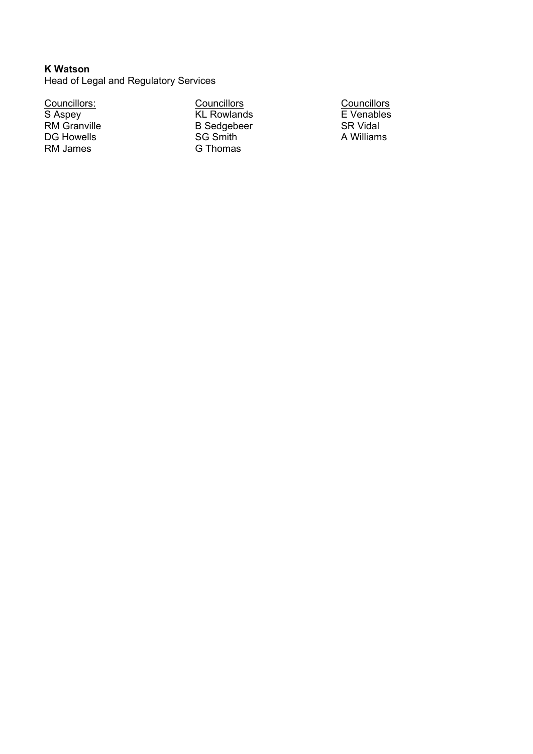**K Watson**
Head of Legal and Regulatory Services

| <u>Councillors:</u> | <u>Councillors</u> | <u>Councillors</u> |
| --- | --- | --- |
| S Aspey | KL Rowlands | E Venables |
| RM Granville | B Sedgebeer | SR Vidal |
| DG Howells | SG Smith | A Williams |
| RM James | G Thomas | |